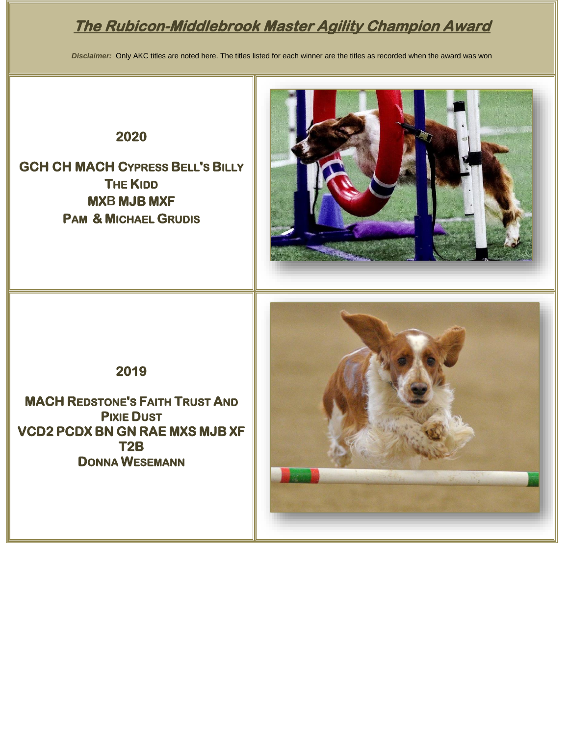# The Rubicon-Middlebrook Master Agility Champion Award

***Disclaimer:*** Only AKC titles are noted here. The titles listed for each winner are the titles as recorded when the award was won

## 2020

**GCH CH MACH Cypress Bell's Billy The Kidd**
**MXB MJB MXF**
**Pam & Michael Grudis**

## 2019

**MACH Redstone's Faith Trust And Pixie Dust**
**VCD2 PCDX BN GN RAE MXS MJB XF T2B**
**Donna Wesemann**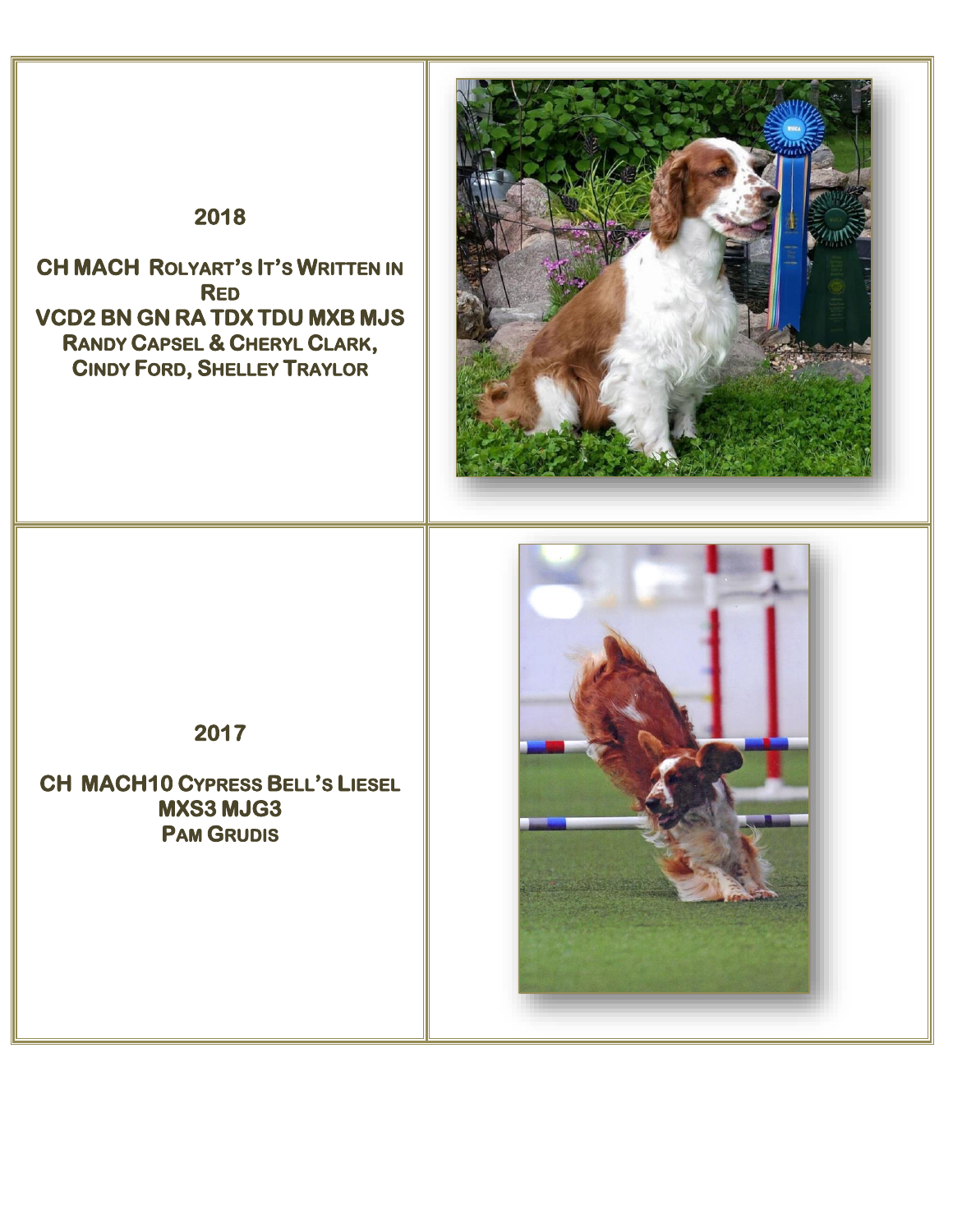**2018**

**CH MACH Rolyart's It's Written in Red**
**VCD2 BN GN RA TDX TDU MXB MJS**
**Randy Capsel & Cheryl Clark, Cindy Ford, Shelley Traylor**

**2017**

**CH MACH10 Cypress Bell's Liesel**
**MXS3 MJG3**
**Pam Grudis**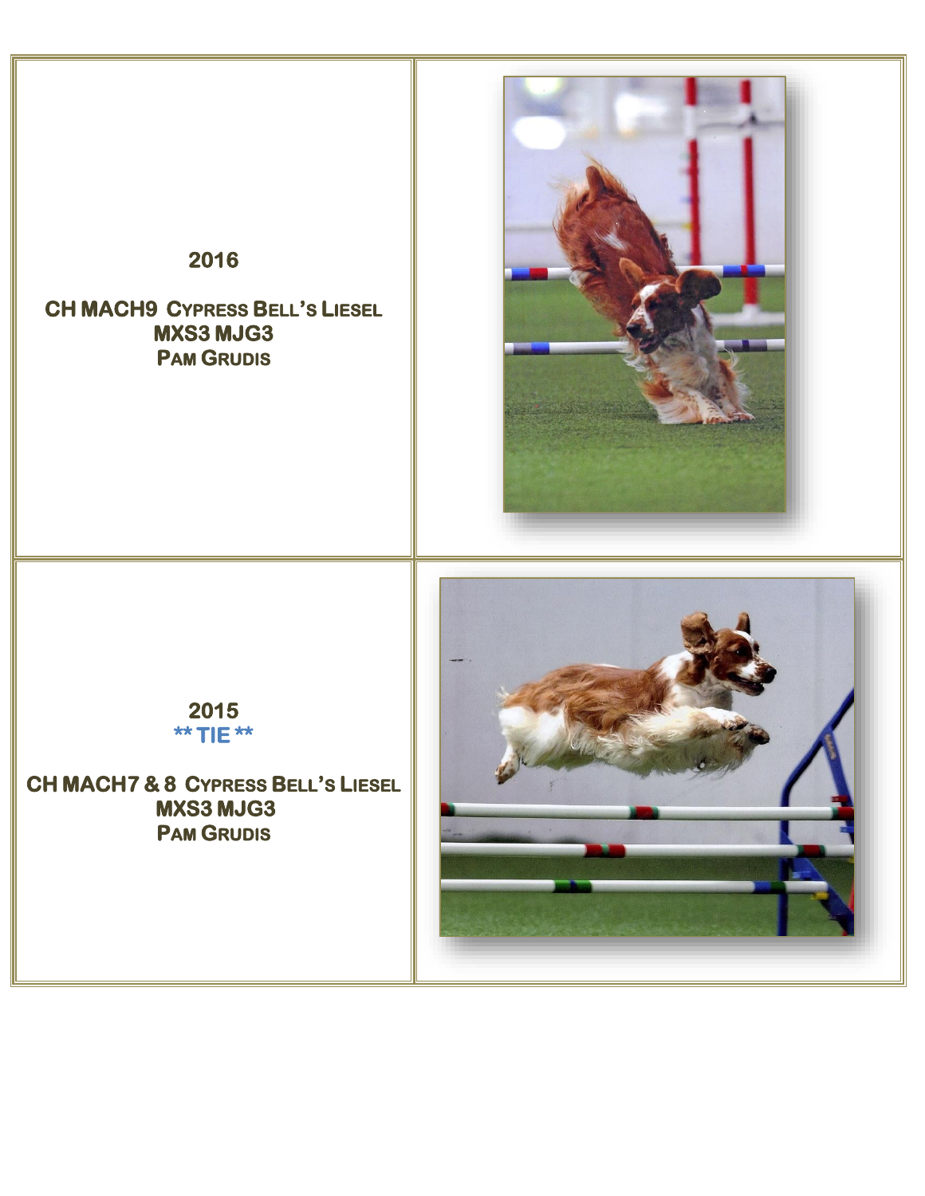**2016**

**CH MACH9 Cypress Bell's Liesel**
**MXS3 MJG3**
**Pam Grudis**

**2015**
**** TIE ****

**CH MACH7 & 8 Cypress Bell's Liesel**
**MXS3 MJG3**
**Pam Grudis**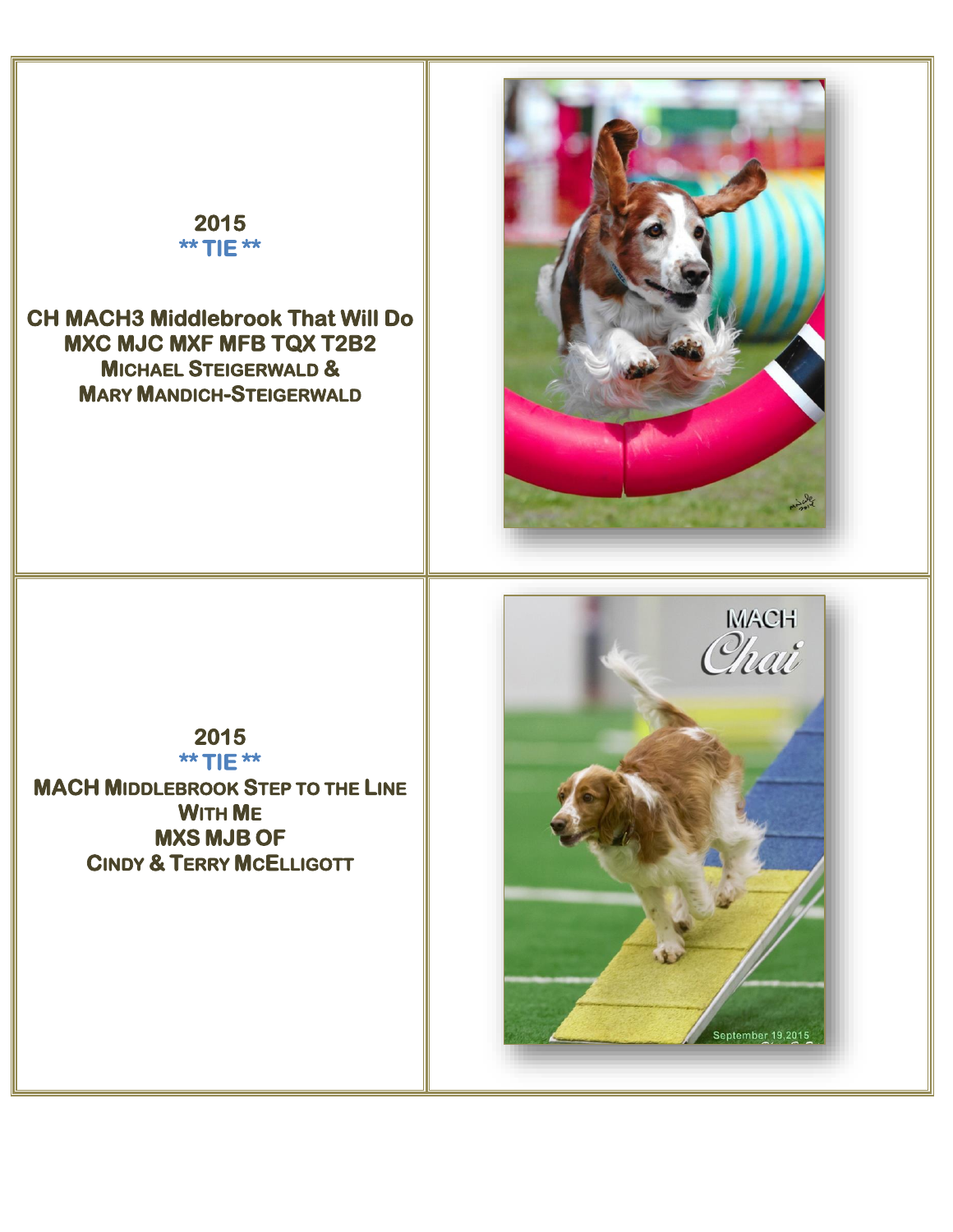**2015**
**\** TIE \*\***

**CH MACH3 Middlebrook That Will Do MXC MJC MXF MFB TQX T2B2**
**Michael Steigerwald & Mary Mandich-Steigerwald**

**2015**
**\** TIE \*\***

**MACH Middlebrook Step to the Line With Me MXS MJB OF**
**Cindy & Terry McElligott**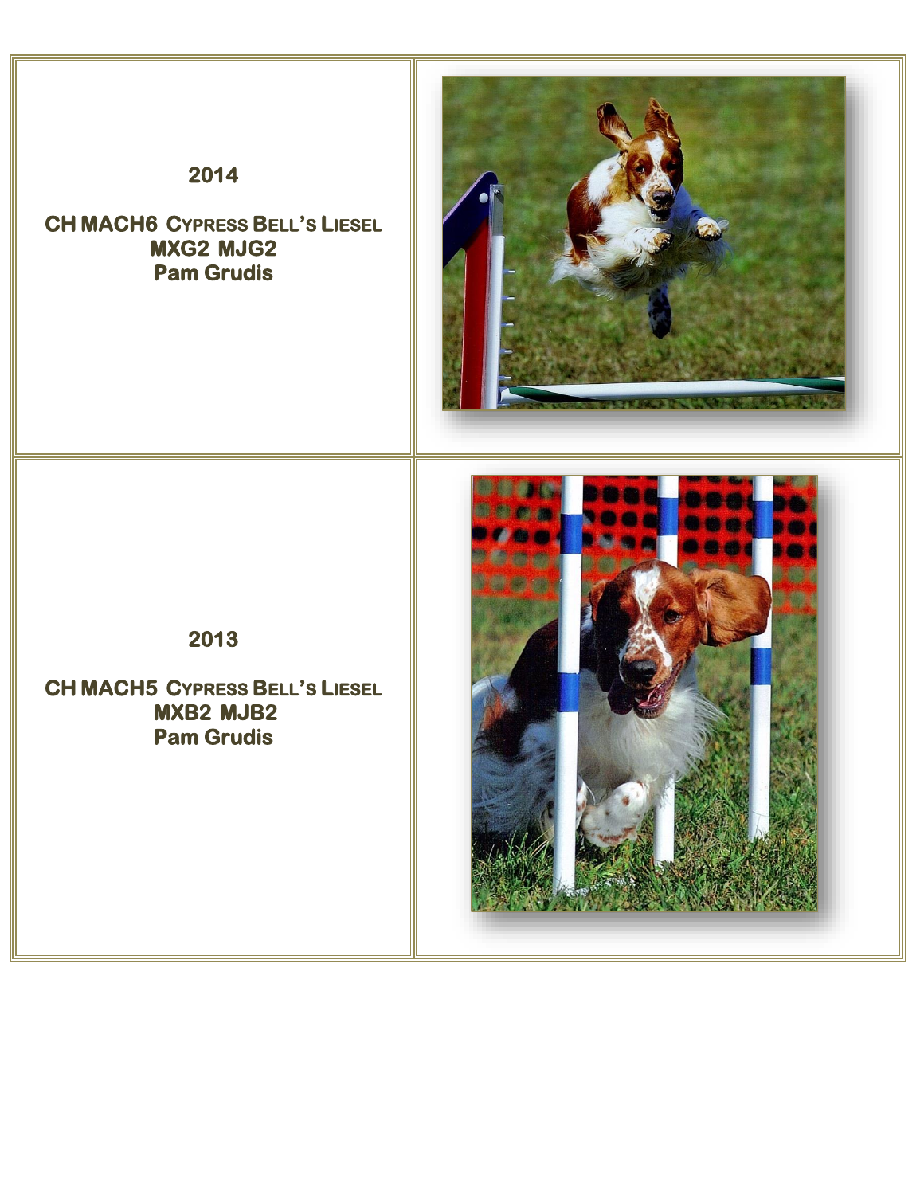**2014**

**CH MACH6 Cypress Bell's Liesel**
**MXG2 MJG2**
**Pam Grudis**

**2013**

**CH MACH5 Cypress Bell's Liesel**
**MXB2 MJB2**
**Pam Grudis**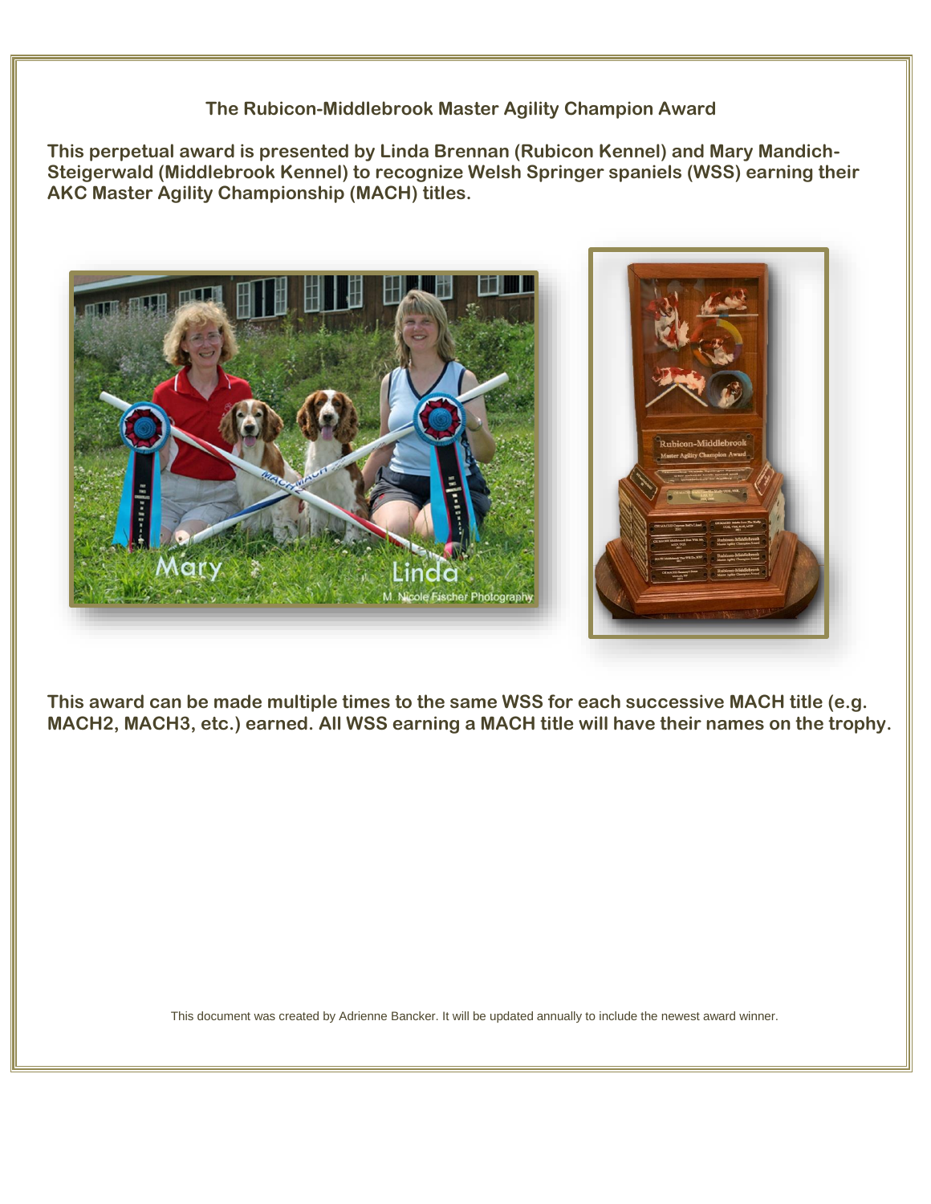**The Rubicon-Middlebrook Master Agility Champion Award**

**This perpetual award is presented by Linda Brennan (Rubicon Kennel) and Mary Mandich-Steigerwald (Middlebrook Kennel) to recognize Welsh Springer spaniels (WSS) earning their AKC Master Agility Championship (MACH) titles.**

**This award can be made multiple times to the same WSS for each successive MACH title (e.g. MACH2, MACH3, etc.) earned. All WSS earning a MACH title will have their names on the trophy.**

This document was created by Adrienne Bancker. It will be updated annually to include the newest award winner.